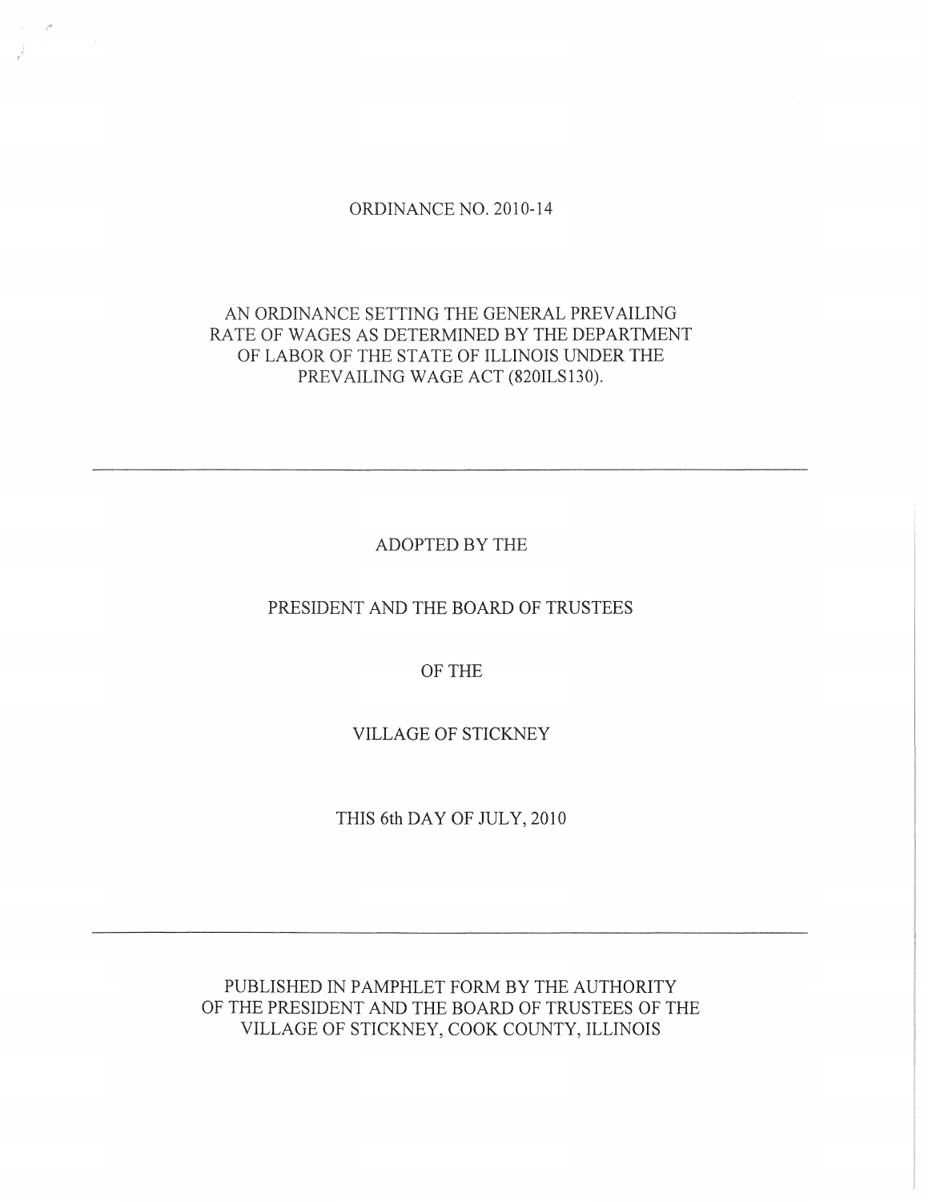# ORDINANCE NO. 2010-14

## AN ORDINANCE SETTING THE GENERAL PREVAILING RATE OF WAGES AS DETERMINED BY THE DEPARTMENT OF LABOR OF THE STATE OF ILLINOIS UNDER THE PREVAILING WAGE ACT (820ILS130).

---

ADOPTED BY THE

PRESIDENT AND THE BOARD OF TRUSTEES

OF THE

VILLAGE OF STICKNEY

THIS 6th DAY OF JULY, 2010

---

PUBLISHED IN PAMPHLET FORM BY THE AUTHORITY OF THE PRESIDENT AND THE BOARD OF TRUSTEES OF THE VILLAGE OF STICKNEY, COOK COUNTY, ILLINOIS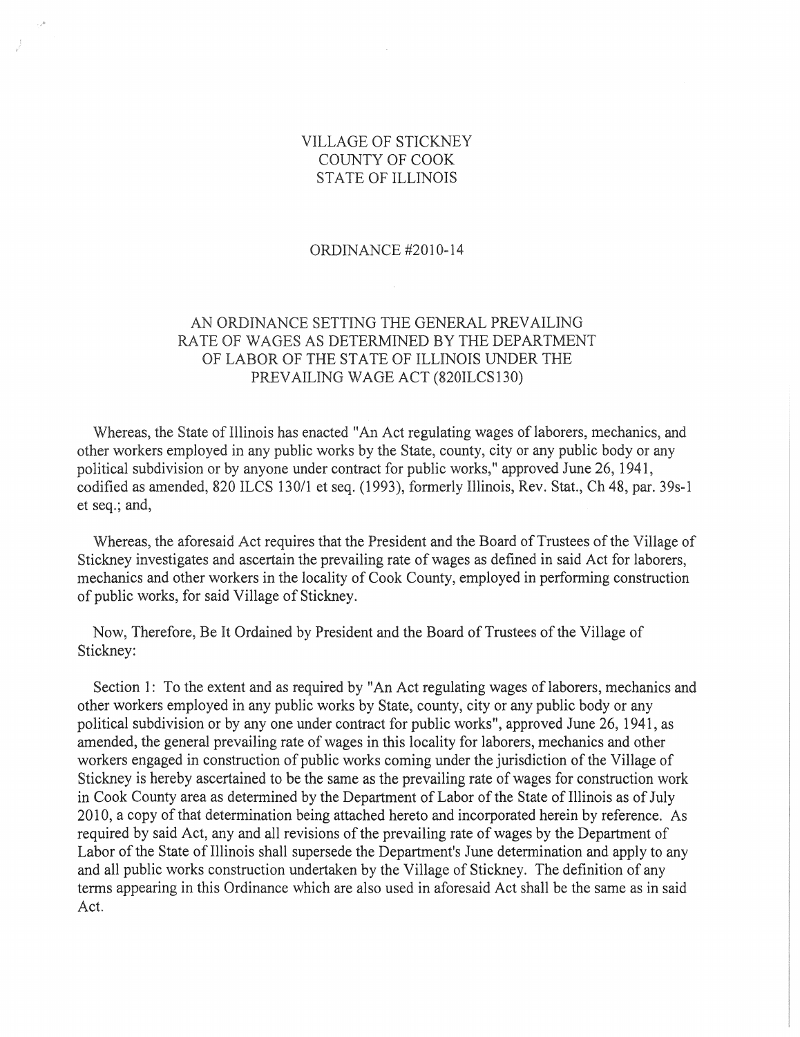VILLAGE OF STICKNEY
COUNTY OF COOK
STATE OF ILLINOIS

ORDINANCE #2010-14

AN ORDINANCE SETTING THE GENERAL PREVAILING RATE OF WAGES AS DETERMINED BY THE DEPARTMENT OF LABOR OF THE STATE OF ILLINOIS UNDER THE PREVAILING WAGE ACT (820ILCS130)

Whereas, the State of Illinois has enacted "An Act regulating wages of laborers, mechanics, and other workers employed in any public works by the State, county, city or any public body or any political subdivision or by anyone under contract for public works," approved June 26, 1941, codified as amended, 820 ILCS 130/1 et seq. (1993), formerly Illinois, Rev. Stat., Ch 48, par. 39s-1 et seq.; and,

Whereas, the aforesaid Act requires that the President and the Board of Trustees of the Village of Stickney investigates and ascertain the prevailing rate of wages as defined in said Act for laborers, mechanics and other workers in the locality of Cook County, employed in performing construction of public works, for said Village of Stickney.

Now, Therefore, Be It Ordained by President and the Board of Trustees of the Village of Stickney:

Section 1: To the extent and as required by "An Act regulating wages of laborers, mechanics and other workers employed in any public works by State, county, city or any public body or any political subdivision or by any one under contract for public works", approved June 26, 1941, as amended, the general prevailing rate of wages in this locality for laborers, mechanics and other workers engaged in construction of public works coming under the jurisdiction of the Village of Stickney is hereby ascertained to be the same as the prevailing rate of wages for construction work in Cook County area as determined by the Department of Labor of the State of Illinois as of July 2010, a copy of that determination being attached hereto and incorporated herein by reference. As required by said Act, any and all revisions of the prevailing rate of wages by the Department of Labor of the State of Illinois shall supersede the Department's June determination and apply to any and all public works construction undertaken by the Village of Stickney. The definition of any terms appearing in this Ordinance which are also used in aforesaid Act shall be the same as in said Act.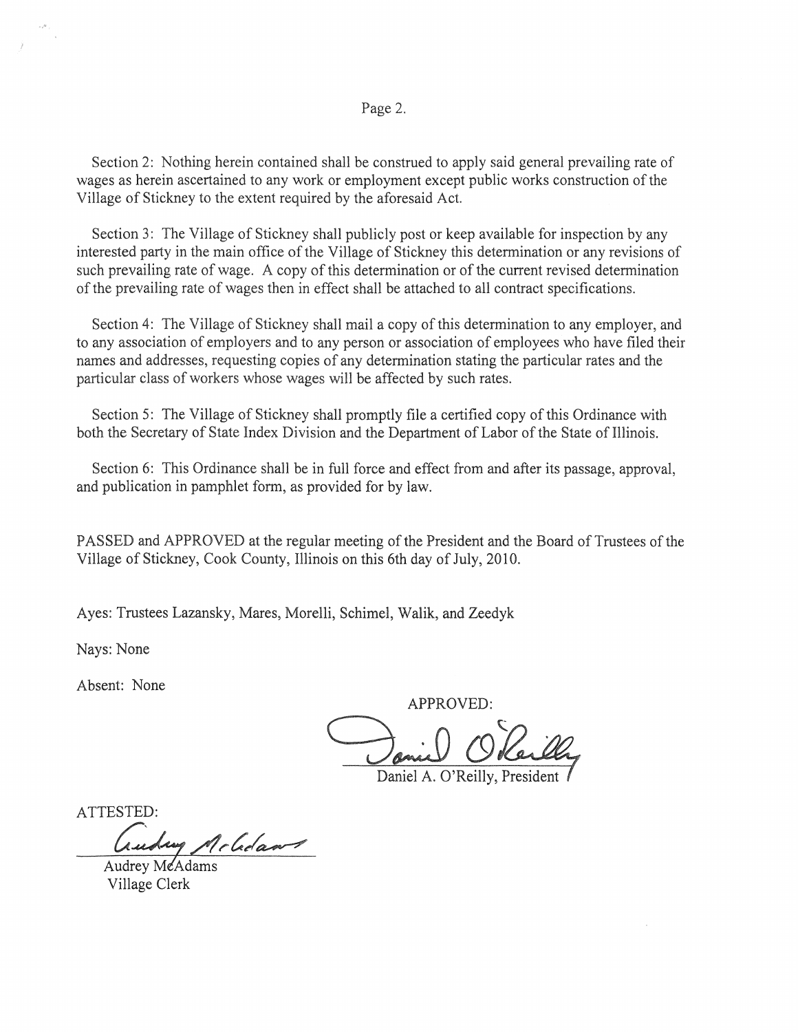Section 2: Nothing herein contained shall be construed to apply said general prevailing rate of wages as herein ascertained to any work or employment except public works construction of the Village of Stickney to the extent required by the aforesaid Act.

Section 3: The Village of Stickney shall publicly post or keep available for inspection by any interested party in the main office of the Village of Stickney this determination or any revisions of such prevailing rate of wage. A copy of this determination or of the current revised determination of the prevailing rate of wages then in effect shall be attached to all contract specifications.

Section 4: The Village of Stickney shall mail a copy of this determination to any employer, and to any association of employers and to any person or association of employees who have filed their names and addresses, requesting copies of any determination stating the particular rates and the particular class of workers whose wages will be affected by such rates.

Section 5: The Village of Stickney shall promptly file a certified copy of this Ordinance with both the Secretary of State Index Division and the Department of Labor of the State of Illinois.

Section 6: This Ordinance shall be in full force and effect from and after its passage, approval, and publication in pamphlet form, as provided for by law.

PASSED and APPROVED at the regular meeting of the President and the Board of Trustees of the Village of Stickney, Cook County, Illinois on this 6th day of July, 2010.

Ayes: Trustees Lazansky, Mares, Morelli, Schimel, Walik, and Zeedyk

Nays: None

Absent: None

APPROVED:

Daniel A. O'Reilly, President

ATTESTED:

Audrey McAdams
Village Clerk